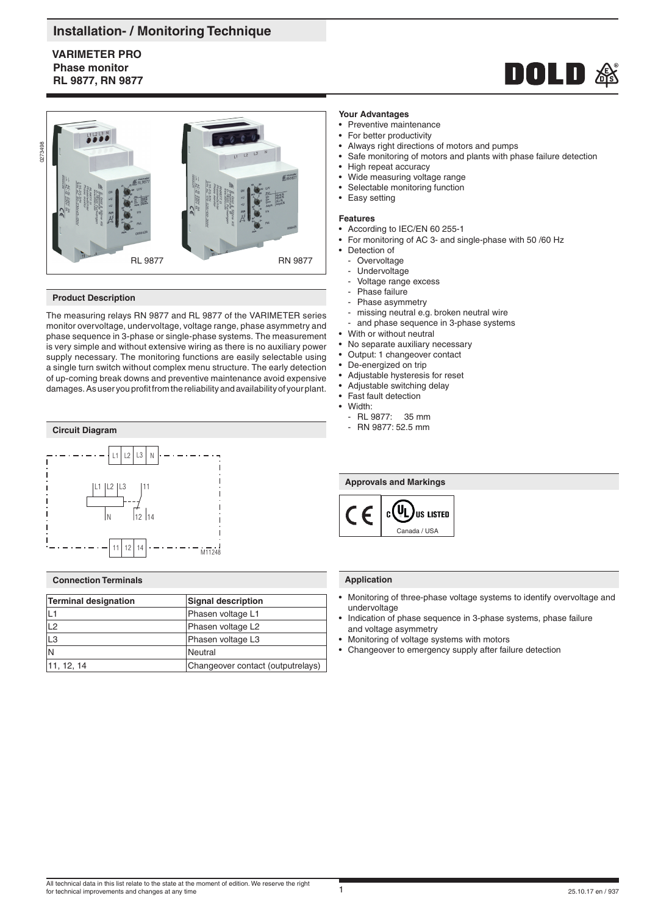# Installation- / Monitoring Technique

**VARIMETER PRO**
**Phase monitor**
**RL 9877, RN 9877**

RL 9877 RN 9877

0273498

## Product Description

The measuring relays RN 9877 and RL 9877 of the VARIMETER series monitor overvoltage, undervoltage, voltage range, phase asymmetry and phase sequence in 3-phase or single-phase systems. The measurement is very simple and without extensive wiring as there is no auxiliary power supply necessary. The monitoring functions are easily selectable using a single turn switch without complex menu structure. The early detection of up-coming break downs and preventive maintenance avoid expensive damages. As user you profit from the reliability and availability of your plant.

## Circuit Diagram

L1 L2 L3 N

L1 L2 L3 11

N 12 14

11 12 14

M11248

## Connection Terminals

| Terminal designation | Signal description |
|---|---|
| L1 | Phasen voltage L1 |
| L2 | Phasen voltage L2 |
| L3 | Phasen voltage L3 |
| N | Neutral |
| 11, 12, 14 | Changeover contact (outputrelays) |

## Your Advantages

- Preventive maintenance
- For better productivity
- Always right directions of motors and pumps
- Safe monitoring of motors and plants with phase failure detection
- High repeat accuracy
- Wide measuring voltage range
- Selectable monitoring function
- Easy setting

## Features

- According to IEC/EN 60 255-1
- For monitoring of AC 3- and single-phase with 50 /60 Hz
- Detection of
  - Overvoltage
  - Undervoltage
  - Voltage range excess
  - Phase failure
  - Phase asymmetry
  - missing neutral e.g. broken neutral wire
  - and phase sequence in 3-phase systems
- With or without neutral
- No separate auxiliary necessary
- Output: 1 changeover contact
- De-energized on trip
- Adjustable hysteresis for reset
- Adjustable switching delay
- Fast fault detection
- Width:
  - RL 9877: 35 mm
  - RN 9877: 52.5 mm

## Approvals and Markings

CE c UL US LISTED Canada / USA

## Application

- Monitoring of three-phase voltage systems to identify overvoltage and undervoltage
- Indication of phase sequence in 3-phase systems, phase failure and voltage asymmetry
- Monitoring of voltage systems with motors
- Changeover to emergency supply after failure detection

All technical data in this list relate to the state at the moment of edition. We reserve the right for technical improvements and changes at any time

25.10.17 en / 937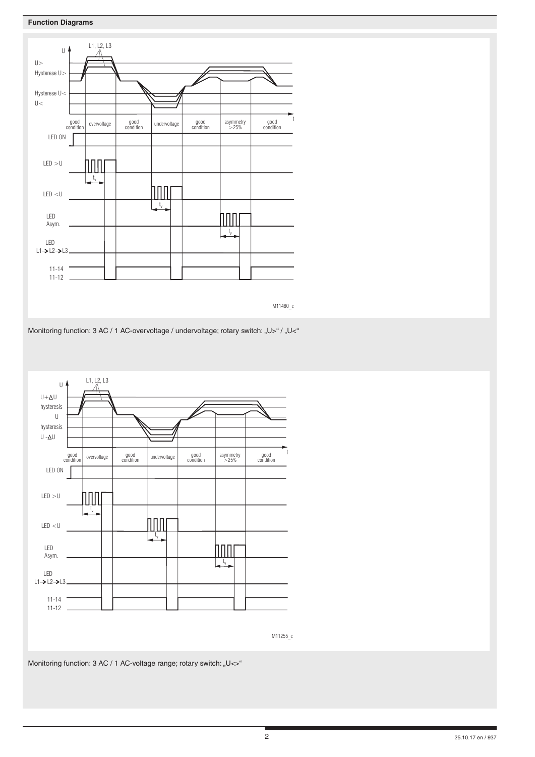**Function Diagrams**

U

L1, L2, L3

U>

Hysterese U>

Hysterese U<

U<

t

good condition

overvoltage

good condition

undervoltage

good condition

asymmetry >25%

good condition

LED ON

LED >U

$t_v$

LED <U

$t_v$

LED Asym.

$t_v$

LED L1→L2→L3

11-14

11-12

M11480_c

Monitoring function: 3 AC / 1 AC-overvoltage / undervoltage; rotary switch: „U>“ / „U<“

U

L1, L2, L3

U+ΔU

hysteresis

U

hysteresis

U -ΔU

t

good condition

overvoltage

good condition

undervoltage

good condition

asymmetry >25%

good condition

LED ON

LED >U

$t_v$

LED <U

$t_v$

LED Asym.

$t_v$

LED L1→L2→L3

11-14

11-12

M11255_c

Monitoring function: 3 AC / 1 AC-voltage range; rotary switch: „U<>“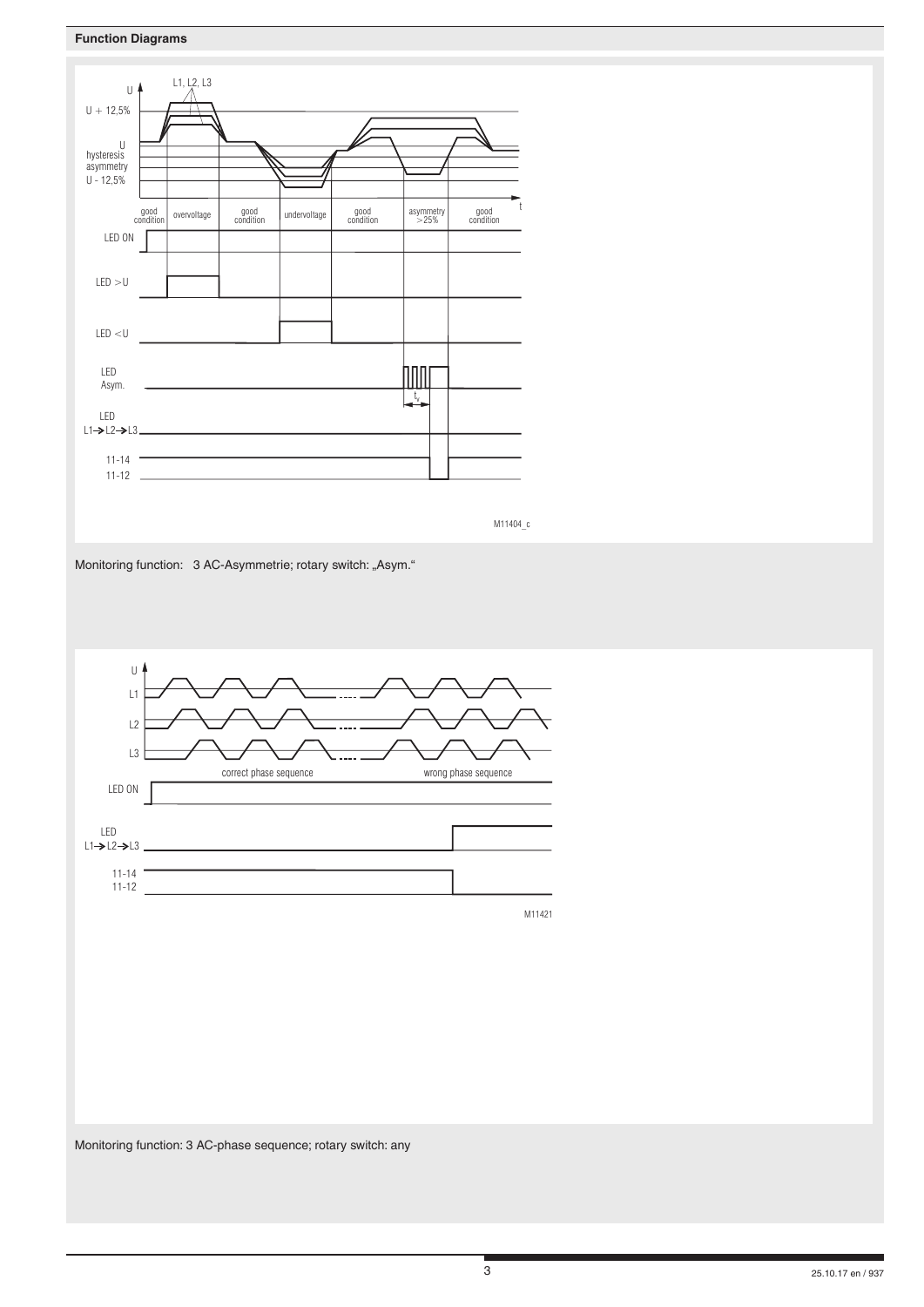**Function Diagrams**

U
L1, L2, L3
U + 12,5%
U
hysteresis
asymmetry
U - 12,5%
t
good condition
overvoltage
good condition
undervoltage
good condition
asymmetry >25%
good condition
LED ON
LED >U
LED <U
LED Asym.
$t_v$
LED L1→L2→L3
11-14
11-12
M11404_c

Monitoring function: 3 AC-Asymmetrie; rotary switch: „Asym."

U
L1
L2
L3
correct phase sequence
wrong phase sequence
LED ON
LED L1→L2→L3
11-14
11-12
M11421

Monitoring function: 3 AC-phase sequence; rotary switch: any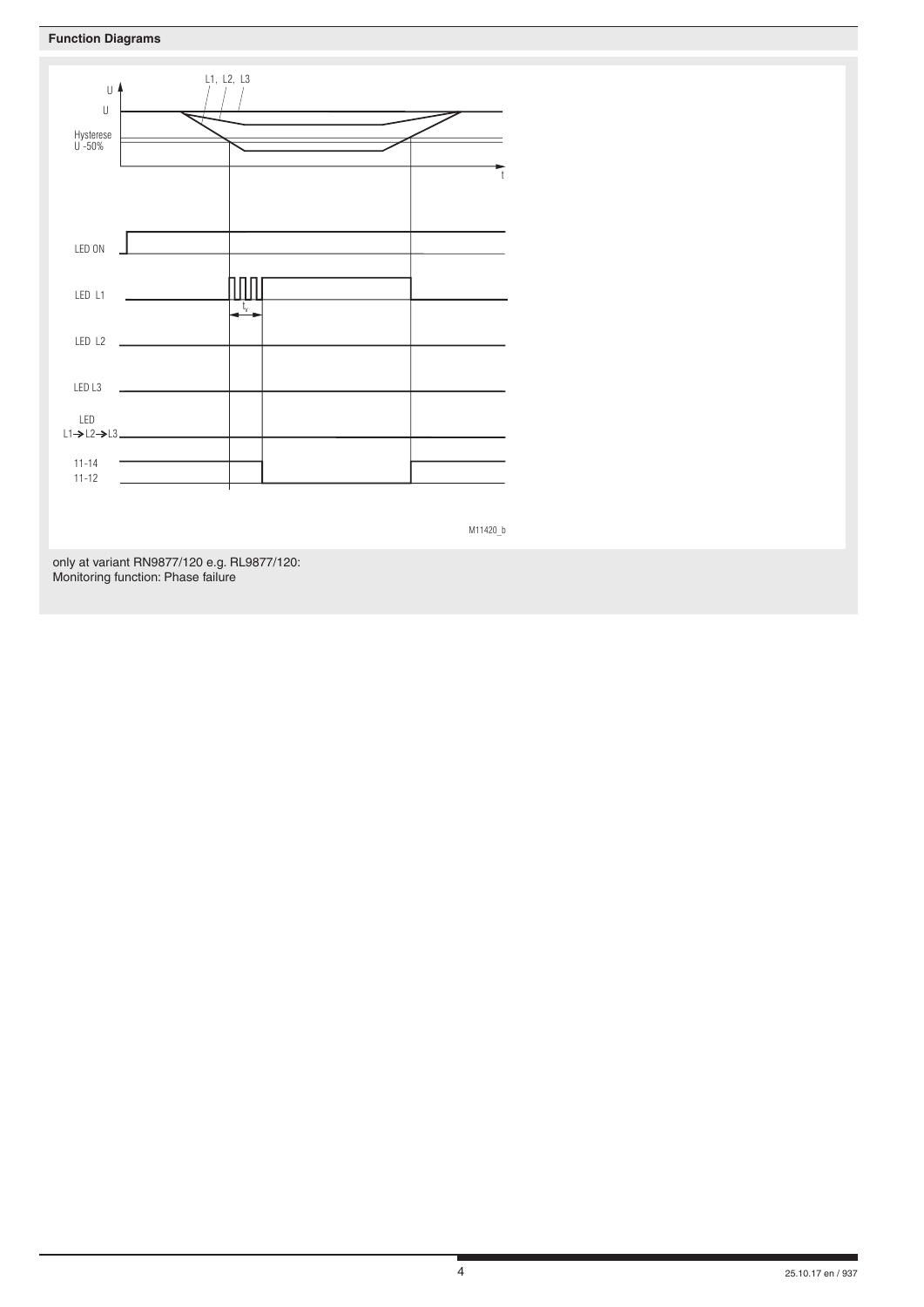**Function Diagrams**

L1, L2, L3

U

U

Hysterese
U -50%

t

LED ON

LED L1

$t_v$

LED L2

LED L3

LED
L1→L2→L3

11-14
11-12

M11420_b

only at variant RN9877/120 e.g. RL9877/120:
Monitoring function: Phase failure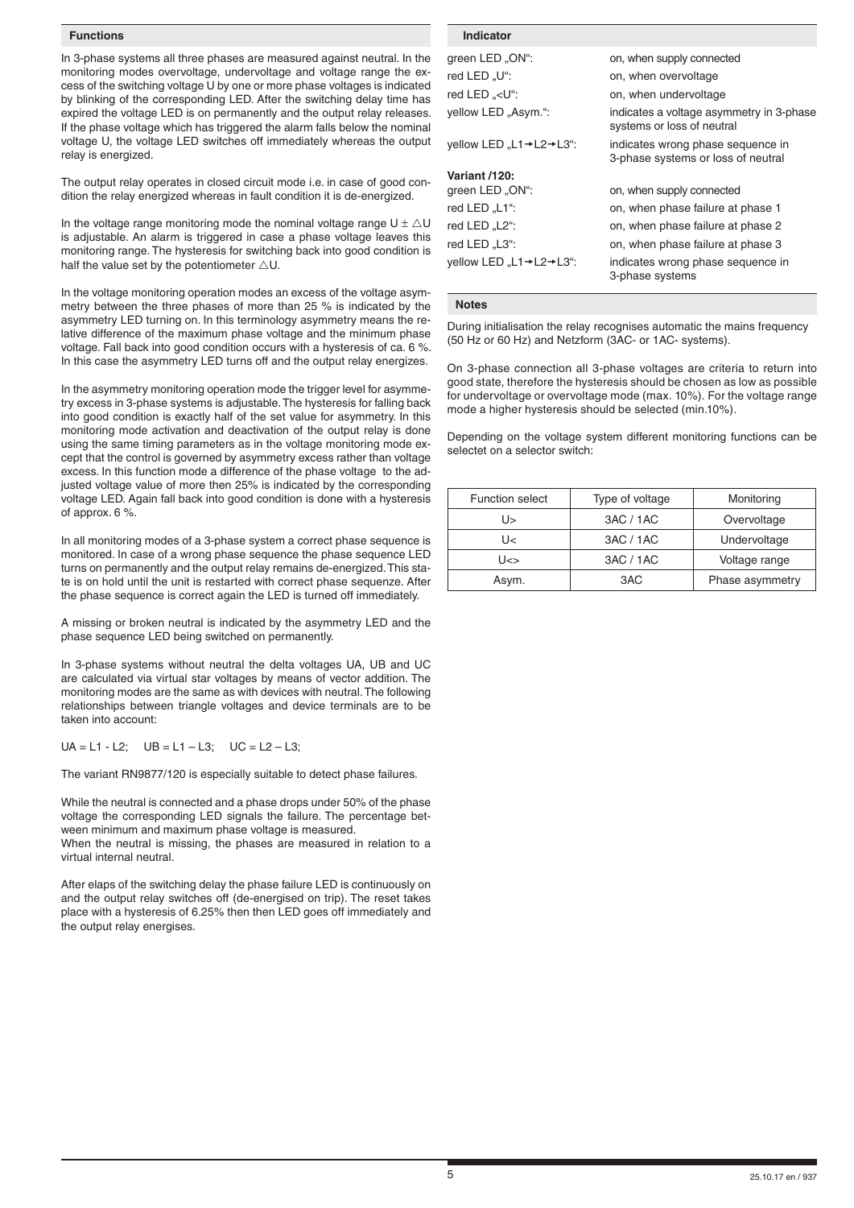## Functions

In 3-phase systems all three phases are measured against neutral. In the monitoring modes overvoltage, undervoltage and voltage range the excess of the switching voltage U by one or more phase voltages is indicated by blinking of the corresponding LED. After the switching delay time has expired the voltage LED is on permanently and the output relay releases. If the phase voltage which has triggered the alarm falls below the nominal voltage U, the voltage LED switches off immediately whereas the output relay is energized.

The output relay operates in closed circuit mode i.e. in case of good condition the relay energized whereas in fault condition it is de-energized.

In the voltage range monitoring mode the nominal voltage range $U \pm \triangle U$ is adjustable. An alarm is triggered in case a phase voltage leaves this monitoring range. The hysteresis for switching back into good condition is half the value set by the potentiometer $\triangle U$.

In the voltage monitoring operation modes an excess of the voltage asymmetry between the three phases of more than 25 % is indicated by the asymmetry LED turning on. In this terminology asymmetry means the relative difference of the maximum phase voltage and the minimum phase voltage. Fall back into good condition occurs with a hysteresis of ca. 6 %. In this case the asymmetry LED turns off and the output relay energizes.

In the asymmetry monitoring operation mode the trigger level for asymmetry excess in 3-phase systems is adjustable. The hysteresis for falling back into good condition is exactly half of the set value for asymmetry. In this monitoring mode activation and deactivation of the output relay is done using the same timing parameters as in the voltage monitoring mode except that the control is governed by asymmetry excess rather than voltage excess. In this function mode a difference of the phase voltage to the adjusted voltage value of more then 25% is indicated by the corresponding voltage LED. Again fall back into good condition is done with a hysteresis of approx. 6 %.

In all monitoring modes of a 3-phase system a correct phase sequence is monitored. In case of a wrong phase sequence the phase sequence LED turns on permanently and the output relay remains de-energized. This state is on hold until the unit is restarted with correct phase sequenze. After the phase sequence is correct again the LED is turned off immediately.

A missing or broken neutral is indicated by the asymmetry LED and the phase sequence LED being switched on permanently.

In 3-phase systems without neutral the delta voltages UA, UB and UC are calculated via virtual star voltages by means of vector addition. The monitoring modes are the same as with devices with neutral. The following relationships between triangle voltages and device terminals are to be taken into account:

$UA = L1 - L2$; $UB = L1 - L3$; $UC = L2 - L3$;

The variant RN9877/120 is especially suitable to detect phase failures.

While the neutral is connected and a phase drops under 50% of the phase voltage the corresponding LED signals the failure. The percentage between minimum and maximum phase voltage is measured.
When the neutral is missing, the phases are measured in relation to a virtual internal neutral.

After elaps of the switching delay the phase failure LED is continuously on and the output relay switches off (de-energised on trip). The reset takes place with a hysteresis of 6.25% then then LED goes off immediately and the output relay energises.

## Indicator

| | |
|---|---|
| green LED „ON“: | on, when supply connected |
| red LED „U“: | on, when overvoltage |
| red LED „<U“: | on, when undervoltage |
| yellow LED „Asym.“: | indicates a voltage asymmetry in 3-phase systems or loss of neutral |
| yellow LED „L1→L2→L3“: | indicates wrong phase sequence in 3-phase systems or loss of neutral |

**Variant /120:**

| | |
|---|---|
| green LED „ON“: | on, when supply connected |
| red LED „L1“: | on, when phase failure at phase 1 |
| red LED „L2“: | on, when phase failure at phase 2 |
| red LED „L3“: | on, when phase failure at phase 3 |
| yellow LED „L1→L2→L3“: | indicates wrong phase sequence in 3-phase systems |

## Notes

During initialisation the relay recognises automatic the mains frequency (50 Hz or 60 Hz) and Netzform (3AC- or 1AC- systems).

On 3-phase connection all 3-phase voltages are criteria to return into good state, therefore the hysteresis should be chosen as low as possible for undervoltage or overvoltage mode (max. 10%). For the voltage range mode a higher hysteresis should be selected (min.10%).

Depending on the voltage system different monitoring functions can be selectet on a selector switch:

| Function select | Type of voltage | Monitoring |
|---|---|---|
| U> | 3AC / 1AC | Overvoltage |
| U< | 3AC / 1AC | Undervoltage |
| U<> | 3AC / 1AC | Voltage range |
| Asym. | 3AC | Phase asymmetry |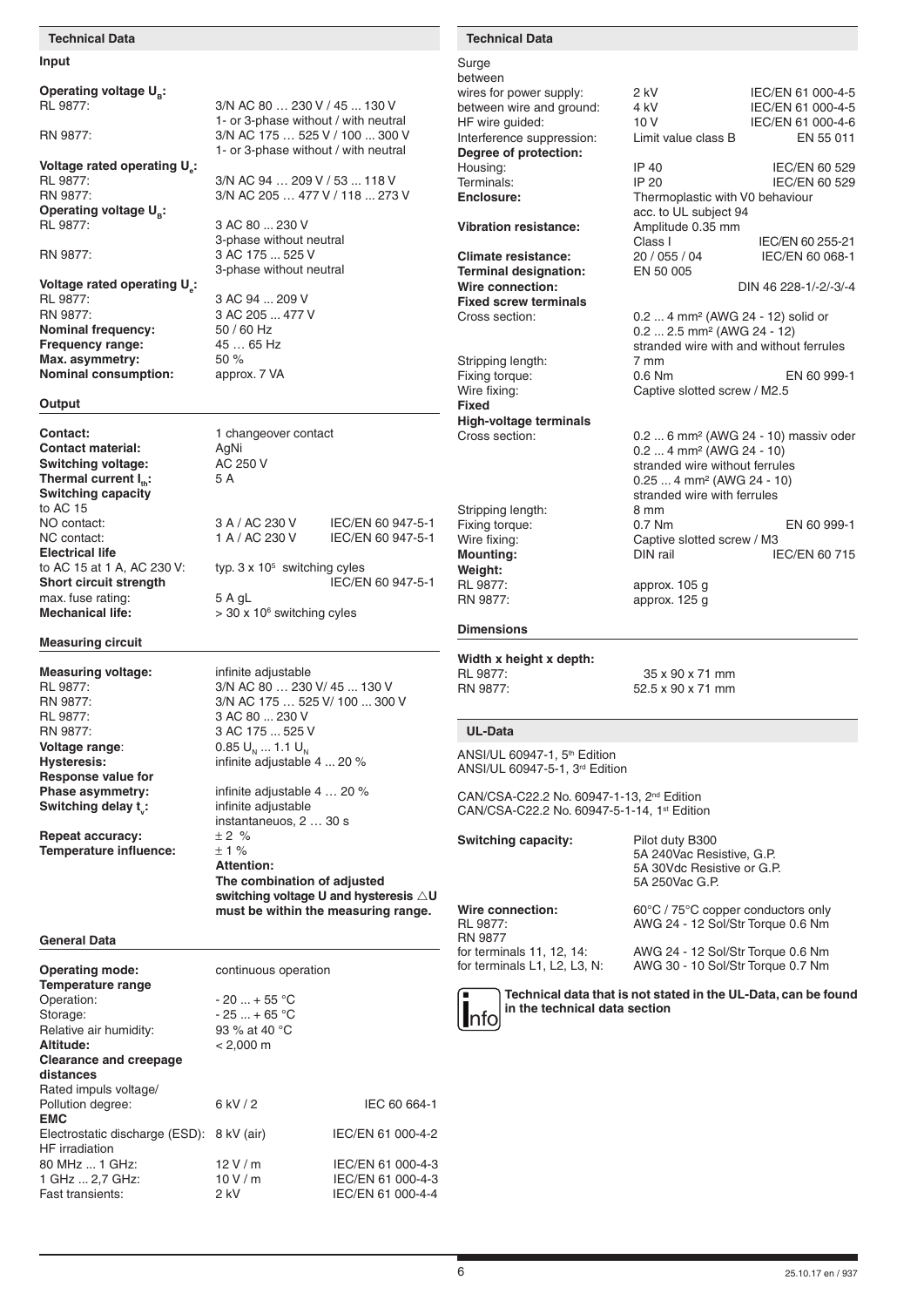## Technical Data

### Input

| | | |
|---|---|---|
| **Operating voltage $U_B$:** | | |
| RL 9877: | 3/N AC 80 … 230 V / 45 ... 130 V 1- or 3-phase without / with neutral | |
| RN 9877: | 3/N AC 175 … 525 V / 100 ... 300 V 1- or 3-phase without / with neutral | |
| **Voltage rated operating $U_e$:** | | |
| RL 9877: | 3/N AC 94 … 209 V / 53 ... 118 V | |
| RN 9877: | 3/N AC 205 … 477 V / 118 ... 273 V | |
| **Operating voltage $U_B$:** | | |
| RL 9877: | 3 AC 80 ... 230 V 3-phase without neutral | |
| RN 9877: | 3 AC 175 ... 525 V 3-phase without neutral | |
| **Voltage rated operating $U_e$:** | | |
| RL 9877: | 3 AC 94 ... 209 V | |
| RN 9877: | 3 AC 205 ... 477 V | |
| **Nominal frequency:** | 50 / 60 Hz | |
| **Frequency range:** | 45 … 65 Hz | |
| **Max. asymmetry:** | 50 % | |
| **Nominal consumption:** | approx. 7 VA | |

### Output

| | | |
|---|---|---|
| **Contact:** | 1 changeover contact | |
| **Contact material:** | AgNi | |
| **Switching voltage:** | AC 250 V | |
| **Thermal current $I_{th}$:** | 5 A | |
| **Switching capacity** to AC 15 | | |
| NO contact: | 3 A / AC 230 V | IEC/EN 60 947-5-1 |
| NC contact: | 1 A / AC 230 V | IEC/EN 60 947-5-1 |
| **Electrical life** to AC 15 at 1 A, AC 230 V: | typ. 3 x $10^5$ switching cyles | |
| **Short circuit strength** | | IEC/EN 60 947-5-1 |
| max. fuse rating: | 5 A gL | |
| **Mechanical life:** | > 30 x $10^6$ switching cyles | |

### Measuring circuit

| | |
|---|---|
| **Measuring voltage:** | infinite adjustable |
| RL 9877: | 3/N AC 80 … 230 V/ 45 ... 130 V |
| RN 9877: | 3/N AC 175 … 525 V/ 100 ... 300 V |
| RL 9877: | 3 AC 80 ... 230 V |
| RN 9877: | 3 AC 175 ... 525 V |
| **Voltage range**: | 0.85 $U_N$ ... 1.1 $U_N$ |
| **Hysteresis:** | infinite adjustable 4 ... 20 % |
| **Response value for Phase asymmetry:** | infinite adjustable 4 … 20 % |
| **Switching delay $t_v$:** | infinite adjustable instantaneuos, 2 … 30 s |
| **Repeat accuracy:** | ± 2 % |
| **Temperature influence:** | ± 1 % |

**Attention:**
**The combination of adjusted switching voltage U and hysteresis △U must be within the measuring range.**

### General Data

| | | |
|---|---|---|
| **Operating mode:** | continuous operation | |
| **Temperature range** | | |
| Operation: | - 20 ... + 55 °C | |
| Storage: | - 25 ... + 65 °C | |
| Relative air humidity: | 93 % at 40 °C | |
| **Altitude:** | < 2,000 m | |
| **Clearance and creepage distances** | | |
| Rated impuls voltage/ Pollution degree: | 6 kV / 2 | IEC 60 664-1 |
| **EMC** | | |
| Electrostatic discharge (ESD): | 8 kV (air) | IEC/EN 61 000-4-2 |
| HF irradiation | | |
| 80 MHz ... 1 GHz: | 12 V / m | IEC/EN 61 000-4-3 |
| 1 GHz ... 2,7 GHz: | 10 V / m | IEC/EN 61 000-4-3 |
| Fast transients: | 2 kV | IEC/EN 61 000-4-4 |

## Technical Data

| | | |
|---|---|---|
| Surge between | | |
| wires for power supply: | 2 kV | IEC/EN 61 000-4-5 |
| between wire and ground: | 4 kV | IEC/EN 61 000-4-5 |
| HF wire guided: | 10 V | IEC/EN 61 000-4-6 |
| Interference suppression: | Limit value class B | EN 55 011 |
| **Degree of protection:** | | |
| Housing: | IP 40 | IEC/EN 60 529 |
| Terminals: | IP 20 | IEC/EN 60 529 |
| **Enclosure:** | Thermoplastic with V0 behaviour acc. to UL subject 94 | |
| **Vibration resistance:** | Amplitude 0.35 mm Class I | IEC/EN 60 255-21 |
| **Climate resistance:** | 20 / 055 / 04 | IEC/EN 60 068-1 |
| **Terminal designation:** | EN 50 005 | |
| **Wire connection:** | | DIN 46 228-1/-2/-3/-4 |
| **Fixed screw terminals** | | |
| Cross section: | 0.2 ... 4 mm² (AWG 24 - 12) solid or 0.2 ... 2.5 mm² (AWG 24 - 12) stranded wire with and without ferrules | |
| Stripping length: | 7 mm | |
| Fixing torque: | 0.6 Nm | EN 60 999-1 |
| Wire fixing: | Captive slotted screw / M2.5 | |
| **Fixed High-voltage terminals** | | |
| Cross section: | 0.2 ... 6 mm² (AWG 24 - 10) massiv oder 0.2 ... 4 mm² (AWG 24 - 10) stranded wire without ferrules 0.25 ... 4 mm² (AWG 24 - 10) stranded wire with ferrules | |
| Stripping length: | 8 mm | |
| Fixing torque: | 0.7 Nm | EN 60 999-1 |
| Wire fixing: | Captive slotted screw / M3 | |
| **Mounting:** | DIN rail | IEC/EN 60 715 |
| **Weight:** | | |
| RL 9877: | approx. 105 g | |
| RN 9877: | approx. 125 g | |

### Dimensions

| | |
|---|---|
| **Width x height x depth:** | |
| RL 9877: | 35 x 90 x 71 mm |
| RN 9877: | 52.5 x 90 x 71 mm |

### UL-Data

ANSI/UL 60947-1, 5th Edition
ANSI/UL 60947-5-1, 3rd Edition

CAN/CSA-C22.2 No. 60947-1-13, 2nd Edition
CAN/CSA-C22.2 No. 60947-5-1-14, 1st Edition

| | |
|---|---|
| **Switching capacity:** | Pilot duty B300 5A 240Vac Resistive, G.P. 5A 30Vdc Resistive or G.P. 5A 250Vac G.P. |
| **Wire connection:** | 60°C / 75°C copper conductors only |
| RL 9877: | AWG 24 - 12 Sol/Str Torque 0.6 Nm |
| RN 9877 | |
| for terminals 11, 12, 14: | AWG 24 - 12 Sol/Str Torque 0.6 Nm |
| for terminals L1, L2, L3, N: | AWG 30 - 10 Sol/Str Torque 0.7 Nm |

**Technical data that is not stated in the UL-Data, can be found in the technical data section**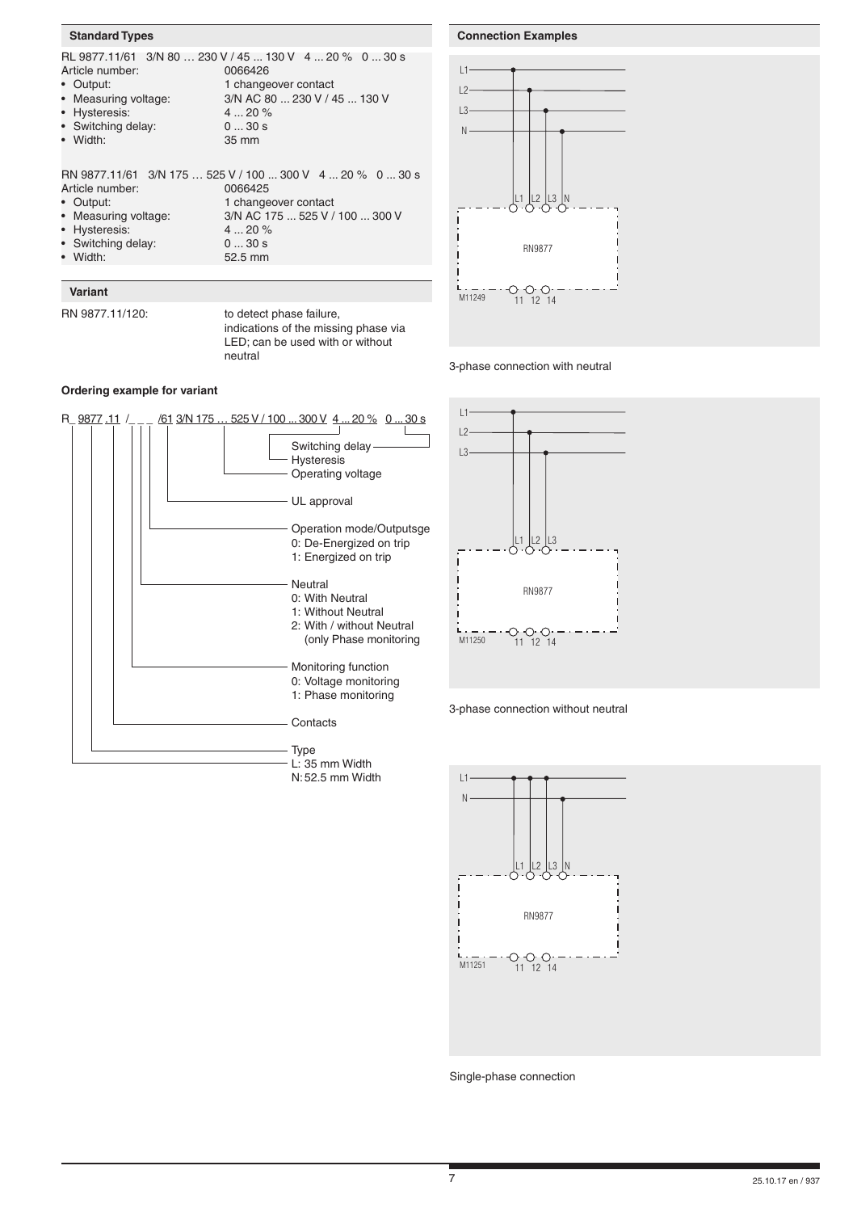## Standard Types

RL 9877.11/61 3/N 80 … 230 V / 45 ... 130 V 4 ... 20 % 0 ... 30 s
Article number: 0066426
- Output: 1 changeover contact
- Measuring voltage: 3/N AC 80 ... 230 V / 45 ... 130 V
- Hysteresis: 4 ... 20 %
- Switching delay: 0 ... 30 s
- Width: 35 mm

RN 9877.11/61 3/N 175 … 525 V / 100 ... 300 V 4 ... 20 % 0 ... 30 s
Article number: 0066425
- Output: 1 changeover contact
- Measuring voltage: 3/N AC 175 ... 525 V / 100 ... 300 V
- Hysteresis: 4 ... 20 %
- Switching delay: 0 ... 30 s
- Width: 52.5 mm

## Variant

RN 9877.11/120: to detect phase failure, indications of the missing phase via LED; can be used with or without neutral

### Ordering example for variant

R_ 9877 .11 /_ _ _ /61 3/N 175 … 525 V / 100 ... 300 V 4 ... 20 % 0 ... 30 s

- Switching delay
- Hysteresis
- Operating voltage
- UL approval
- Operation mode/Outputsge
  - 0: De-Energized on trip
  - 1: Energized on trip
- Neutral
  - 0: With Neutral
  - 1: Without Neutral
  - 2: With / without Neutral (only Phase monitoring
- Monitoring function
  - 0: Voltage monitoring
  - 1: Phase monitoring
- Contacts
- Type
  - L: 35 mm Width
  - N: 52.5 mm Width

## Connection Examples

L1
L2
L3
N
L1 L2 L3 N
RN9877
M11249
11 12 14

3-phase connection with neutral

L1
L2
L3
L1 L2 L3
RN9877
M11250
11 12 14

3-phase connection without neutral

L1
N
L1 L2 L3 N
RN9877
M11251
11 12 14

Single-phase connection